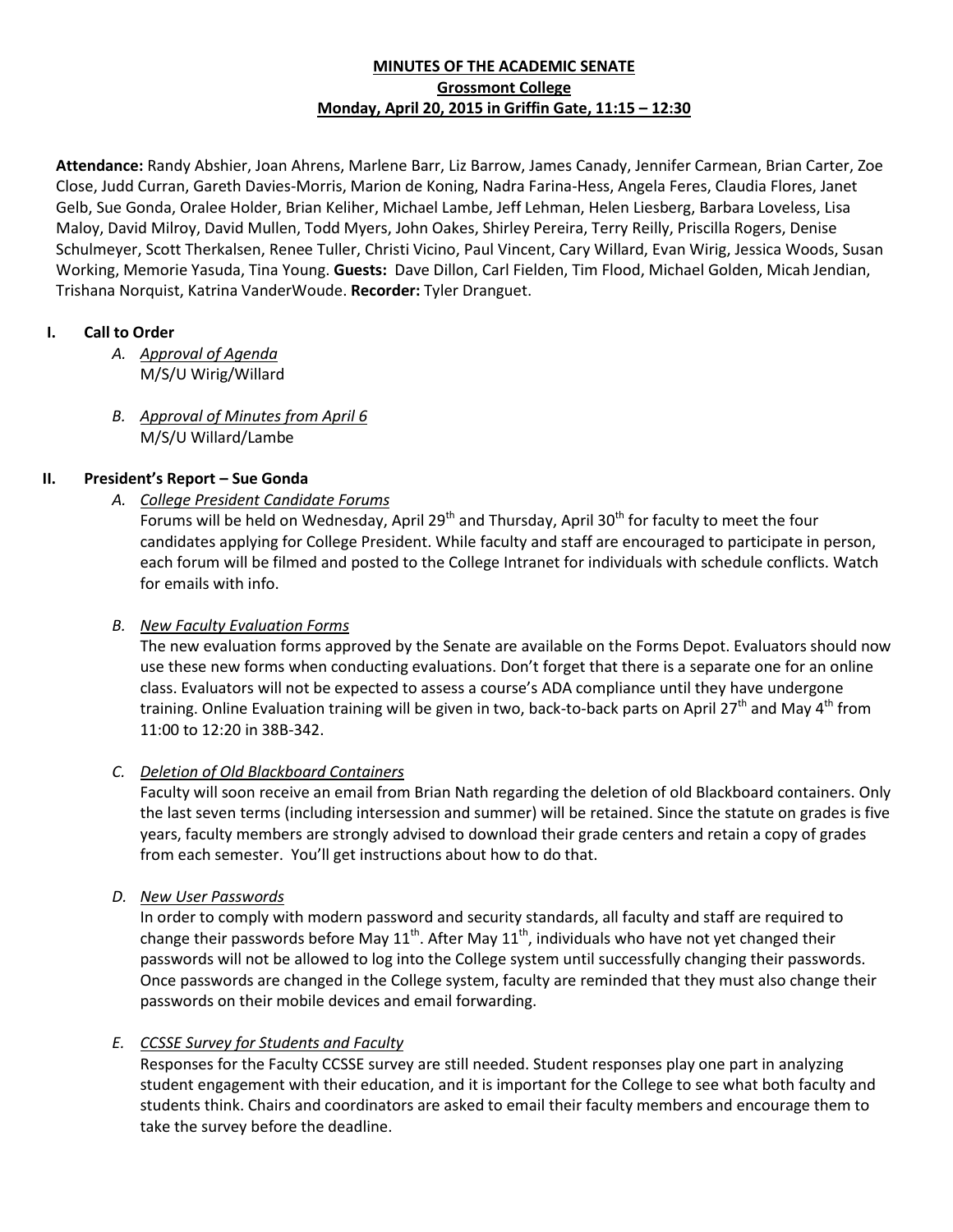# MINUTES OF THE ACADEMIC SENATE
## Grossmont College
### Monday, April 20, 2015 in Griffin Gate, 11:15 – 12:30

**Attendance:** Randy Abshier, Joan Ahrens, Marlene Barr, Liz Barrow, James Canady, Jennifer Carmean, Brian Carter, Zoe Close, Judd Curran, Gareth Davies-Morris, Marion de Koning, Nadra Farina-Hess, Angela Feres, Claudia Flores, Janet Gelb, Sue Gonda, Oralee Holder, Brian Keliher, Michael Lambe, Jeff Lehman, Helen Liesberg, Barbara Loveless, Lisa Maloy, David Milroy, David Mullen, Todd Myers, John Oakes, Shirley Pereira, Terry Reilly, Priscilla Rogers, Denise Schulmeyer, Scott Therkalsen, Renee Tuller, Christi Vicino, Paul Vincent, Cary Willard, Evan Wirig, Jessica Woods, Susan Working, Memorie Yasuda, Tina Young. **Guests:** Dave Dillon, Carl Fielden, Tim Flood, Michael Golden, Micah Jendian, Trishana Norquist, Katrina VanderWoude. **Recorder:** Tyler Dranguet.

## I. Call to Order

*A. Approval of Agenda*
M/S/U Wirig/Willard

*B. Approval of Minutes from April 6*
M/S/U Willard/Lambe

## II. President's Report – Sue Gonda

*A. College President Candidate Forums*
Forums will be held on Wednesday, April 29th and Thursday, April 30th for faculty to meet the four candidates applying for College President. While faculty and staff are encouraged to participate in person, each forum will be filmed and posted to the College Intranet for individuals with schedule conflicts. Watch for emails with info.

*B. New Faculty Evaluation Forms*
The new evaluation forms approved by the Senate are available on the Forms Depot. Evaluators should now use these new forms when conducting evaluations. Don't forget that there is a separate one for an online class. Evaluators will not be expected to assess a course's ADA compliance until they have undergone training. Online Evaluation training will be given in two, back-to-back parts on April 27th and May 4th from 11:00 to 12:20 in 38B-342.

*C. Deletion of Old Blackboard Containers*
Faculty will soon receive an email from Brian Nath regarding the deletion of old Blackboard containers. Only the last seven terms (including intersession and summer) will be retained. Since the statute on grades is five years, faculty members are strongly advised to download their grade centers and retain a copy of grades from each semester. You'll get instructions about how to do that.

*D. New User Passwords*
In order to comply with modern password and security standards, all faculty and staff are required to change their passwords before May 11th. After May 11th, individuals who have not yet changed their passwords will not be allowed to log into the College system until successfully changing their passwords. Once passwords are changed in the College system, faculty are reminded that they must also change their passwords on their mobile devices and email forwarding.

*E. CCSSE Survey for Students and Faculty*
Responses for the Faculty CCSSE survey are still needed. Student responses play one part in analyzing student engagement with their education, and it is important for the College to see what both faculty and students think. Chairs and coordinators are asked to email their faculty members and encourage them to take the survey before the deadline.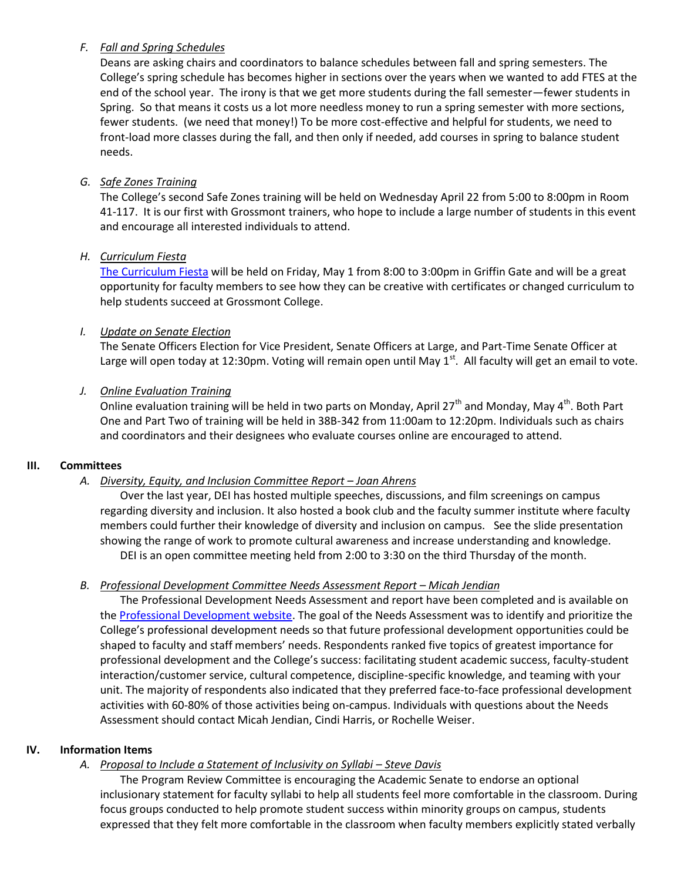*F. Fall and Spring Schedules*

Deans are asking chairs and coordinators to balance schedules between fall and spring semesters. The College's spring schedule has becomes higher in sections over the years when we wanted to add FTES at the end of the school year. The irony is that we get more students during the fall semester—fewer students in Spring. So that means it costs us a lot more needless money to run a spring semester with more sections, fewer students. (we need that money!) To be more cost-effective and helpful for students, we need to front-load more classes during the fall, and then only if needed, add courses in spring to balance student needs.

*G. Safe Zones Training*

The College's second Safe Zones training will be held on Wednesday April 22 from 5:00 to 8:00pm in Room 41-117. It is our first with Grossmont trainers, who hope to include a large number of students in this event and encourage all interested individuals to attend.

*H. Curriculum Fiesta*

The Curriculum Fiesta will be held on Friday, May 1 from 8:00 to 3:00pm in Griffin Gate and will be a great opportunity for faculty members to see how they can be creative with certificates or changed curriculum to help students succeed at Grossmont College.

*I. Update on Senate Election*

The Senate Officers Election for Vice President, Senate Officers at Large, and Part-Time Senate Officer at Large will open today at 12:30pm. Voting will remain open until May 1st. All faculty will get an email to vote.

*J. Online Evaluation Training*

Online evaluation training will be held in two parts on Monday, April 27th and Monday, May 4th. Both Part One and Part Two of training will be held in 38B-342 from 11:00am to 12:20pm. Individuals such as chairs and coordinators and their designees who evaluate courses online are encouraged to attend.

## III. Committees

*A. Diversity, Equity, and Inclusion Committee Report – Joan Ahrens*

Over the last year, DEI has hosted multiple speeches, discussions, and film screenings on campus regarding diversity and inclusion. It also hosted a book club and the faculty summer institute where faculty members could further their knowledge of diversity and inclusion on campus. See the slide presentation showing the range of work to promote cultural awareness and increase understanding and knowledge.

DEI is an open committee meeting held from 2:00 to 3:30 on the third Thursday of the month.

*B. Professional Development Committee Needs Assessment Report – Micah Jendian*

The Professional Development Needs Assessment and report have been completed and is available on the Professional Development website. The goal of the Needs Assessment was to identify and prioritize the College's professional development needs so that future professional development opportunities could be shaped to faculty and staff members' needs. Respondents ranked five topics of greatest importance for professional development and the College's success: facilitating student academic success, faculty-student interaction/customer service, cultural competence, discipline-specific knowledge, and teaming with your unit. The majority of respondents also indicated that they preferred face-to-face professional development activities with 60-80% of those activities being on-campus. Individuals with questions about the Needs Assessment should contact Micah Jendian, Cindi Harris, or Rochelle Weiser.

## IV. Information Items

*A. Proposal to Include a Statement of Inclusivity on Syllabi – Steve Davis*

The Program Review Committee is encouraging the Academic Senate to endorse an optional inclusionary statement for faculty syllabi to help all students feel more comfortable in the classroom. During focus groups conducted to help promote student success within minority groups on campus, students expressed that they felt more comfortable in the classroom when faculty members explicitly stated verbally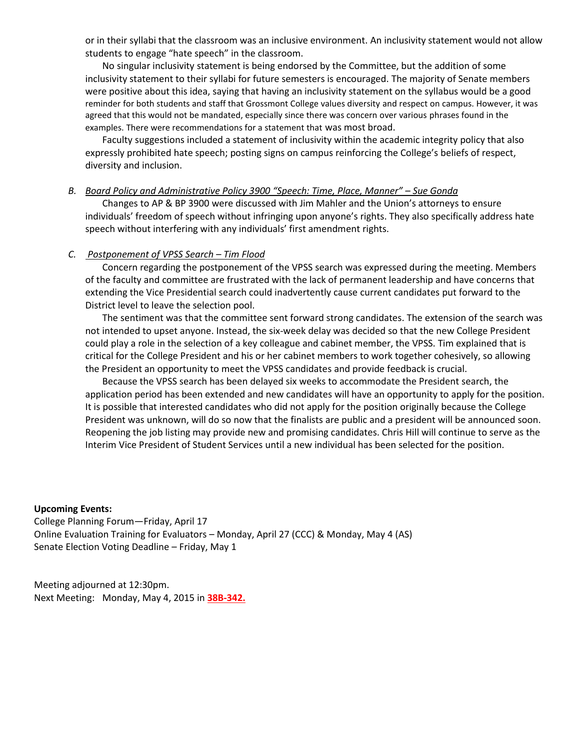or in their syllabi that the classroom was an inclusive environment. An inclusivity statement would not allow students to engage "hate speech" in the classroom.

No singular inclusivity statement is being endorsed by the Committee, but the addition of some inclusivity statement to their syllabi for future semesters is encouraged. The majority of Senate members were positive about this idea, saying that having an inclusivity statement on the syllabus would be a good reminder for both students and staff that Grossmont College values diversity and respect on campus. However, it was agreed that this would not be mandated, especially since there was concern over various phrases found in the examples. There were recommendations for a statement that was most broad.

Faculty suggestions included a statement of inclusivity within the academic integrity policy that also expressly prohibited hate speech; posting signs on campus reinforcing the College's beliefs of respect, diversity and inclusion.

*B. Board Policy and Administrative Policy 3900 "Speech: Time, Place, Manner" – Sue Gonda*

Changes to AP & BP 3900 were discussed with Jim Mahler and the Union's attorneys to ensure individuals' freedom of speech without infringing upon anyone's rights. They also specifically address hate speech without interfering with any individuals' first amendment rights.

*C. Postponement of VPSS Search – Tim Flood*

Concern regarding the postponement of the VPSS search was expressed during the meeting. Members of the faculty and committee are frustrated with the lack of permanent leadership and have concerns that extending the Vice Presidential search could inadvertently cause current candidates put forward to the District level to leave the selection pool.

The sentiment was that the committee sent forward strong candidates. The extension of the search was not intended to upset anyone. Instead, the six-week delay was decided so that the new College President could play a role in the selection of a key colleague and cabinet member, the VPSS. Tim explained that is critical for the College President and his or her cabinet members to work together cohesively, so allowing the President an opportunity to meet the VPSS candidates and provide feedback is crucial.

Because the VPSS search has been delayed six weeks to accommodate the President search, the application period has been extended and new candidates will have an opportunity to apply for the position. It is possible that interested candidates who did not apply for the position originally because the College President was unknown, will do so now that the finalists are public and a president will be announced soon. Reopening the job listing may provide new and promising candidates. Chris Hill will continue to serve as the Interim Vice President of Student Services until a new individual has been selected for the position.

**Upcoming Events:**

College Planning Forum—Friday, April 17

Online Evaluation Training for Evaluators – Monday, April 27 (CCC) & Monday, May 4 (AS)

Senate Election Voting Deadline – Friday, May 1

Meeting adjourned at 12:30pm.

Next Meeting: Monday, May 4, 2015 in **38B-342.**